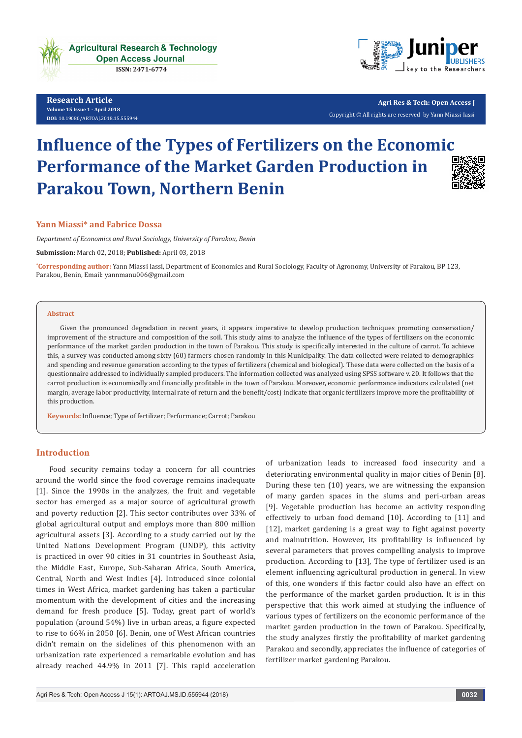Research Article
Volume 15 Issue 1 - April 2018
DOI: 10.19080/ARTOAJ.2018.15.555944

Copyright © All rights are reserved by Yann Miassi Iassi

# Influence of the Types of Fertilizers on the Economic Performance of the Market Garden Production in Parakou Town, Northern Benin

**Yann Miassi* and Fabrice Dossa**

*Department of Economics and Rural Sociology, University of Parakou, Benin*

**Submission:** March 02, 2018; **Published:** April 03, 2018

***Corresponding author:** Yann Miassi Iassi, Department of Economics and Rural Sociology, Faculty of Agronomy, University of Parakou, BP 123, Parakou, Benin, Email: yannmanu006@gmail.com

## Abstract

Given the pronounced degradation in recent years, it appears imperative to develop production techniques promoting conservation/improvement of the structure and composition of the soil. This study aims to analyze the influence of the types of fertilizers on the economic performance of the market garden production in the town of Parakou. This study is specifically interested in the culture of carrot. To achieve this, a survey was conducted among sixty (60) farmers chosen randomly in this Municipality. The data collected were related to demographics and spending and revenue generation according to the types of fertilizers (chemical and biological). These data were collected on the basis of a questionnaire addressed to individually sampled producers. The information collected was analyzed using SPSS software v. 20. It follows that the carrot production is economically and financially profitable in the town of Parakou. Moreover, economic performance indicators calculated (net margin, average labor productivity, internal rate of return and the benefit/cost) indicate that organic fertilizers improve more the profitability of this production.

**Keywords:** Influence; Type of fertilizer; Performance; Carrot; Parakou

## Introduction

Food security remains today a concern for all countries around the world since the food coverage remains inadequate [1]. Since the 1990s in the analyzes, the fruit and vegetable sector has emerged as a major source of agricultural growth and poverty reduction [2]. This sector contributes over 33% of global agricultural output and employs more than 800 million agricultural assets [3]. According to a study carried out by the United Nations Development Program (UNDP), this activity is practiced in over 90 cities in 31 countries in Southeast Asia, the Middle East, Europe, Sub-Saharan Africa, South America, Central, North and West Indies [4]. Introduced since colonial times in West Africa, market gardening has taken a particular momentum with the development of cities and the increasing demand for fresh produce [5]. Today, great part of world's population (around 54%) live in urban areas, a figure expected to rise to 66% in 2050 [6]. Benin, one of West African countries didn't remain on the sidelines of this phenomenon with an urbanization rate experienced a remarkable evolution and has already reached 44.9% in 2011 [7]. This rapid acceleration of urbanization leads to increased food insecurity and a deteriorating environmental quality in major cities of Benin [8]. During these ten (10) years, we are witnessing the expansion of many garden spaces in the slums and peri-urban areas [9]. Vegetable production has become an activity responding effectively to urban food demand [10]. According to [11] and [12], market gardening is a great way to fight against poverty and malnutrition. However, its profitability is influenced by several parameters that proves compelling analysis to improve production. According to [13], The type of fertilizer used is an element influencing agricultural production in general. In view of this, one wonders if this factor could also have an effect on the performance of the market garden production. It is in this perspective that this work aimed at studying the influence of various types of fertilizers on the economic performance of the market garden production in the town of Parakou. Specifically, the study analyzes firstly the profitability of market gardening Parakou and secondly, appreciates the influence of categories of fertilizer market gardening Parakou.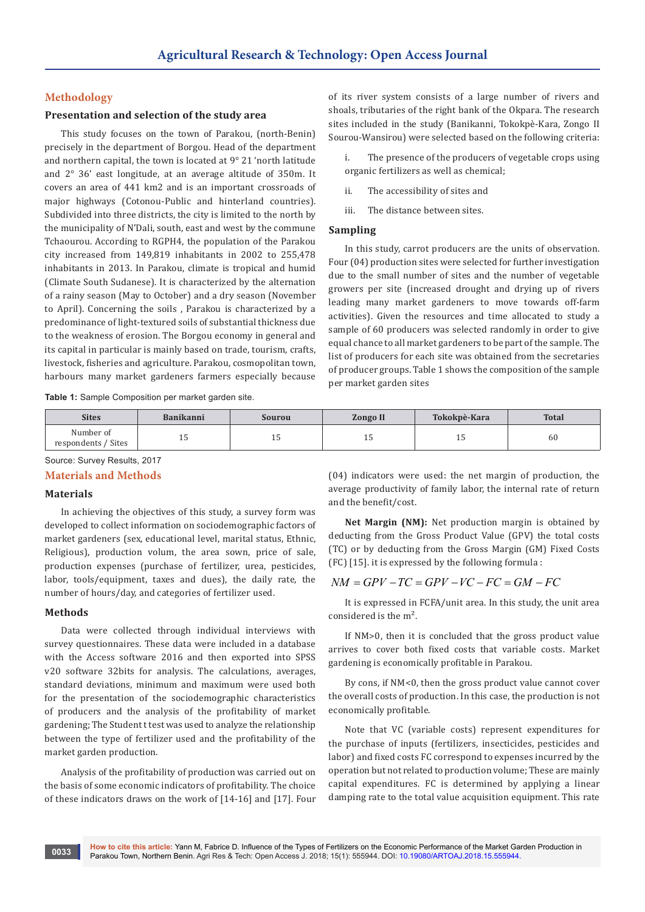## Methodology

### Presentation and selection of the study area

This study focuses on the town of Parakou, (north-Benin) precisely in the department of Borgou. Head of the department and northern capital, the town is located at 9° 21 'north latitude and 2° 36' east longitude, at an average altitude of 350m. It covers an area of 441 km2 and is an important crossroads of major highways (Cotonou-Public and hinterland countries). Subdivided into three districts, the city is limited to the north by the municipality of N'Dali, south, east and west by the commune Tchaourou. According to RGPH4, the population of the Parakou city increased from 149,819 inhabitants in 2002 to 255,478 inhabitants in 2013. In Parakou, climate is tropical and humid (Climate South Sudanese). It is characterized by the alternation of a rainy season (May to October) and a dry season (November to April). Concerning the soils , Parakou is characterized by a predominance of light-textured soils of substantial thickness due to the weakness of erosion. The Borgou economy in general and its capital in particular is mainly based on trade, tourism, crafts, livestock, fisheries and agriculture. Parakou, cosmopolitan town, harbours many market gardeners farmers especially because of its river system consists of a large number of rivers and shoals, tributaries of the right bank of the Okpara. The research sites included in the study (Banikanni, Tokokpè-Kara, Zongo II Sourou-Wansirou) were selected based on the following criteria:

i. The presence of the producers of vegetable crops using organic fertilizers as well as chemical;

ii. The accessibility of sites and

iii. The distance between sites.

### Sampling

In this study, carrot producers are the units of observation. Four (04) production sites were selected for further investigation due to the small number of sites and the number of vegetable growers per site (increased drought and drying up of rivers leading many market gardeners to move towards off-farm activities). Given the resources and time allocated to study a sample of 60 producers was selected randomly in order to give equal chance to all market gardeners to be part of the sample. The list of producers for each site was obtained from the secretaries of producer groups. Table 1 shows the composition of the sample per market garden sites

**Table 1:** Sample Composition per market garden site.

| Sites | Banikanni | Sourou | Zongo II | Tokokpè-Kara | Total |
|---|---|---|---|---|---|
| Number of respondents / Sites | 15 | 15 | 15 | 15 | 60 |

Source: Survey Results, 2017

## Materials and Methods

### Materials

In achieving the objectives of this study, a survey form was developed to collect information on sociodemographic factors of market gardeners (sex, educational level, marital status, Ethnic, Religious), production volum, the area sown, price of sale, production expenses (purchase of fertilizer, urea, pesticides, labor, tools/equipment, taxes and dues), the daily rate, the number of hours/day, and categories of fertilizer used.

### Methods

Data were collected through individual interviews with survey questionnaires. These data were included in a database with the Access software 2016 and then exported into SPSS v20 software 32bits for analysis. The calculations, averages, standard deviations, minimum and maximum were used both for the presentation of the sociodemographic characteristics of producers and the analysis of the profitability of market gardening; The Student t test was used to analyze the relationship between the type of fertilizer used and the profitability of the market garden production.

Analysis of the profitability of production was carried out on the basis of some economic indicators of profitability. The choice of these indicators draws on the work of [14-16] and [17]. Four (04) indicators were used: the net margin of production, the average productivity of family labor, the internal rate of return and the benefit/cost.

**Net Margin (NM):** Net production margin is obtained by deducting from the Gross Product Value (GPV) the total costs (TC) or by deducting from the Gross Margin (GM) Fixed Costs (FC) [15]. it is expressed by the following formula :

$$NM = GPV - TC = GPV - VC - FC = GM - FC$$

It is expressed in FCFA/unit area. In this study, the unit area considered is the m².

If NM>0, then it is concluded that the gross product value arrives to cover both fixed costs that variable costs. Market gardening is economically profitable in Parakou.

By cons, if NM<0, then the gross product value cannot cover the overall costs of production. In this case, the production is not economically profitable.

Note that VC (variable costs) represent expenditures for the purchase of inputs (fertilizers, insecticides, pesticides and labor) and fixed costs FC correspond to expenses incurred by the operation but not related to production volume; These are mainly capital expenditures. FC is determined by applying a linear damping rate to the total value acquisition equipment. This rate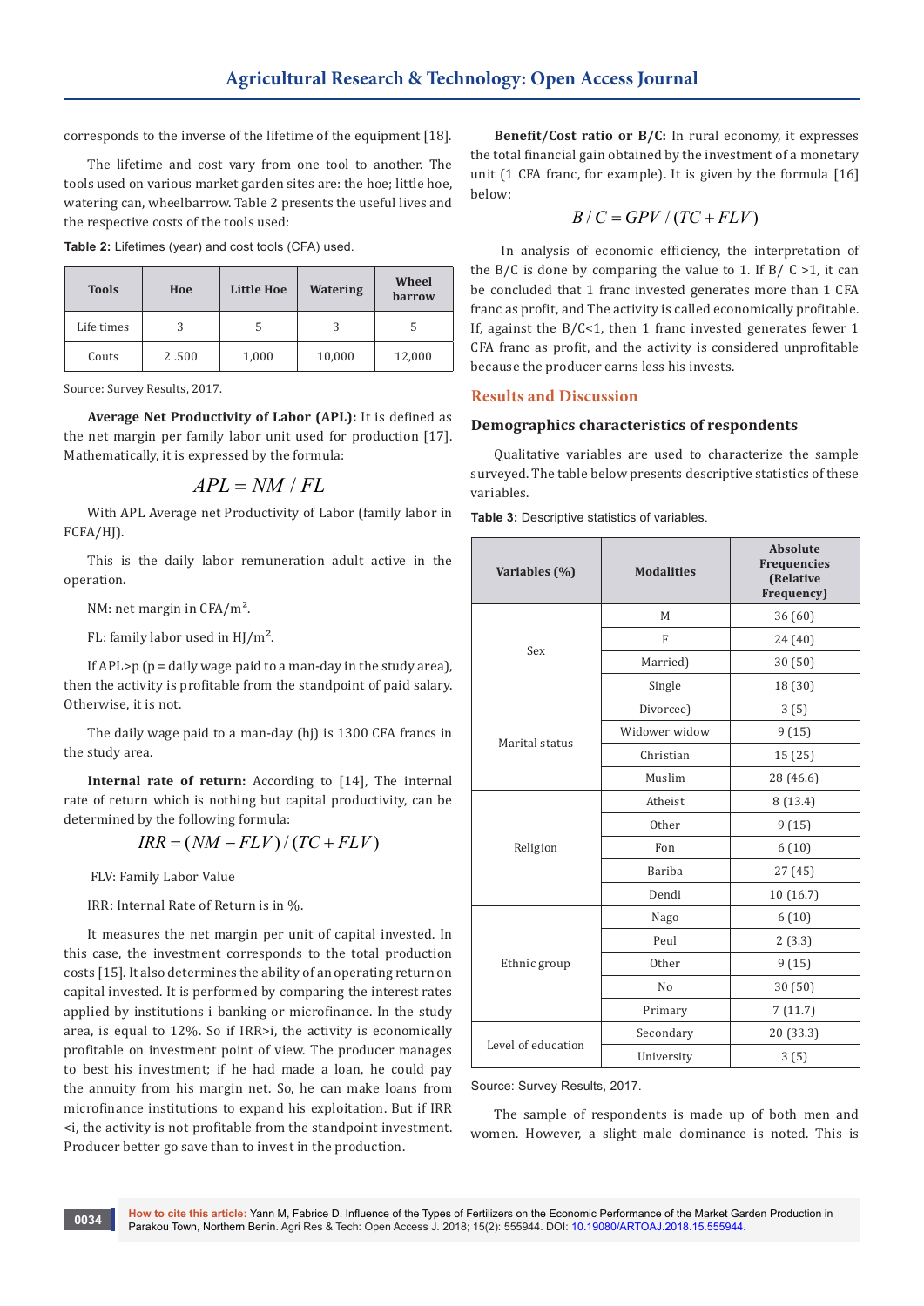corresponds to the inverse of the lifetime of the equipment [18].

The lifetime and cost vary from one tool to another. The tools used on various market garden sites are: the hoe; little hoe, watering can, wheelbarrow. Table 2 presents the useful lives and the respective costs of the tools used:

**Table 2:** Lifetimes (year) and cost tools (CFA) used.

| Tools | Hoe | Little Hoe | Watering | Wheel barrow |
|---|---|---|---|---|
| Life times | 3 | 5 | 3 | 5 |
| Couts | 2 .500 | 1,000 | 10,000 | 12,000 |

Source: Survey Results, 2017.

**Average Net Productivity of Labor (APL):** It is defined as the net margin per family labor unit used for production [17]. Mathematically, it is expressed by the formula:

$$APL = NM / FL$$

With APL Average net Productivity of Labor (family labor in FCFA/HJ).

This is the daily labor remuneration adult active in the operation.

NM: net margin in CFA/m².

FL: family labor used in HJ/m².

If APL>p (p = daily wage paid to a man-day in the study area), then the activity is profitable from the standpoint of paid salary. Otherwise, it is not.

The daily wage paid to a man-day (hj) is 1300 CFA francs in the study area.

**Internal rate of return:** According to [14], The internal rate of return which is nothing but capital productivity, can be determined by the following formula:

$$IRR = (NM - FLV) / (TC + FLV)$$

FLV: Family Labor Value

IRR: Internal Rate of Return is in %.

It measures the net margin per unit of capital invested. In this case, the investment corresponds to the total production costs [15]. It also determines the ability of an operating return on capital invested. It is performed by comparing the interest rates applied by institutions i banking or microfinance. In the study area, is equal to 12%. So if IRR>i, the activity is economically profitable from investment point of view. The producer manages to best his investment; if he had made a loan, he could pay the annuity from his margin net. So, he can make loans from microfinance institutions to expand his exploitation. But if IRR <i, the activity is not profitable from the standpoint investment. Producer better go save than to invest in the production.

**Benefit/Cost ratio or B/C:** In rural economy, it expresses the total financial gain obtained by the investment of a monetary unit (1 CFA franc, for example). It is given by the formula [16] below:

$$B / C = GPV / (TC + FLV)$$

In analysis of economic efficiency, the interpretation of the B/C is done by comparing the value to 1. If B/ C >1, it can be concluded that 1 franc invested generates more than 1 CFA franc as profit, and The activity is called economically profitable. If, against the B/C<1, then 1 franc invested generates fewer 1 CFA franc as profit, and the activity is considered unprofitable because the producer earns less his invests.

## Results and Discussion

### Demographics characteristics of respondents

Qualitative variables are used to characterize the sample surveyed. The table below presents descriptive statistics of these variables.

**Table 3:** Descriptive statistics of variables.

| Variables (%) | Modalities | Absolute Frequencies (Relative Frequency) |
|---|---|---|
| Sex | M | 36 (60) |
| | F | 24 (40) |
| | Married) | 30 (50) |
| | Single | 18 (30) |
| Marital status | Divorcee) | 3 (5) |
| | Widower widow | 9 (15) |
| | Christian | 15 (25) |
| | Muslim | 28 (46.6) |
| Religion | Atheist | 8 (13.4) |
| | Other | 9 (15) |
| | Fon | 6 (10) |
| | Bariba | 27 (45) |
| | Dendi | 10 (16.7) |
| Ethnic group | Nago | 6 (10) |
| | Peul | 2 (3.3) |
| | Other | 9 (15) |
| | No | 30 (50) |
| | Primary | 7 (11.7) |
| Level of education | Secondary | 20 (33.3) |
| | University | 3 (5) |

Source: Survey Results, 2017.

The sample of respondents is made up of both men and women. However, a slight male dominance is noted. This is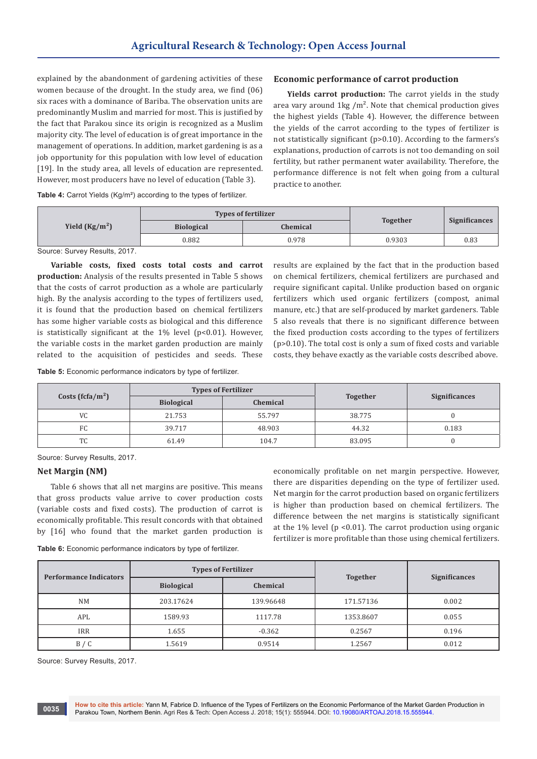explained by the abandonment of gardening activities of these women because of the drought. In the study area, we find (06) six races with a dominance of Bariba. The observation units are predominantly Muslim and married for most. This is justified by the fact that Parakou since its origin is recognized as a Muslim majority city. The level of education is of great importance in the management of operations. In addition, market gardening is as a job opportunity for this population with low level of education [19]. In the study area, all levels of education are represented. However, most producers have no level of education (Table 3).

## Economic performance of carrot production

**Yields carrot production:** The carrot yields in the study area vary around 1kg /m². Note that chemical production gives the highest yields (Table 4). However, the difference between the yields of the carrot according to the types of fertilizer is not statistically significant ($p>0.10$). According to the farmers's explanations, production of carrots is not too demanding on soil fertility, but rather permanent water availability. Therefore, the performance difference is not felt when going from a cultural practice to another.

**Table 4:** Carrot Yields (Kg/m²) according to the types of fertilizer.

| Yield (Kg/m²) | Types of fertilizer | | Together | Significances |
|---|---|---|---|---|
| | Biological | Chemical | | |
| | 0.882 | 0.978 | 0.9303 | 0.83 |

Source: Survey Results, 2017.

**Variable costs, fixed costs total costs and carrot production:** Analysis of the results presented in Table 5 shows that the costs of carrot production as a whole are particularly high. By the analysis according to the types of fertilizers used, it is found that the production based on chemical fertilizers has some higher variable costs as biological and this difference is statistically significant at the 1% level ($p<0.01$). However, the variable costs in the market garden production are mainly related to the acquisition of pesticides and seeds. These results are explained by the fact that in the production based on chemical fertilizers, chemical fertilizers are purchased and require significant capital. Unlike production based on organic fertilizers which used organic fertilizers (compost, animal manure, etc.) that are self-produced by market gardeners. Table 5 also reveals that there is no significant difference between the fixed production costs according to the types of fertilizers ($p>0.10$). The total cost is only a sum of fixed costs and variable costs, they behave exactly as the variable costs described above.

**Table 5:** Economic performance indicators by type of fertilizer.

| Costs (fcfa/m²) | Types of Fertilizer | | Together | Significances |
|---|---|---|---|---|
| | Biological | Chemical | | |
| VC | 21.753 | 55.797 | 38.775 | 0 |
| FC | 39.717 | 48.903 | 44.32 | 0.183 |
| TC | 61.49 | 104.7 | 83.095 | 0 |

Source: Survey Results, 2017.

### Net Margin (NM)

Table 6 shows that all net margins are positive. This means that gross products value arrive to cover production costs (variable costs and fixed costs). The production of carrot is economically profitable. This result concords with that obtained by [16] who found that the market garden production is economically profitable on net margin perspective. However, there are disparities depending on the type of fertilizer used. Net margin for the carrot production based on organic fertilizers is higher than production based on chemical fertilizers. The difference between the net margins is statistically significant at the 1% level ($p<0.01$). The carrot production using organic fertilizer is more profitable than those using chemical fertilizers.

**Table 6:** Economic performance indicators by type of fertilizer.

| Performance Indicators | Types of Fertilizer | | Together | Significances |
|---|---|---|---|---|
| | Biological | Chemical | | |
| NM | 203.17624 | 139.96648 | 171.57136 | 0.002 |
| APL | 1589.93 | 1117.78 | 1353.8607 | 0.055 |
| IRR | 1.655 | -0.362 | 0.2567 | 0.196 |
| B / C | 1.5619 | 0.9514 | 1.2567 | 0.012 |

Source: Survey Results, 2017.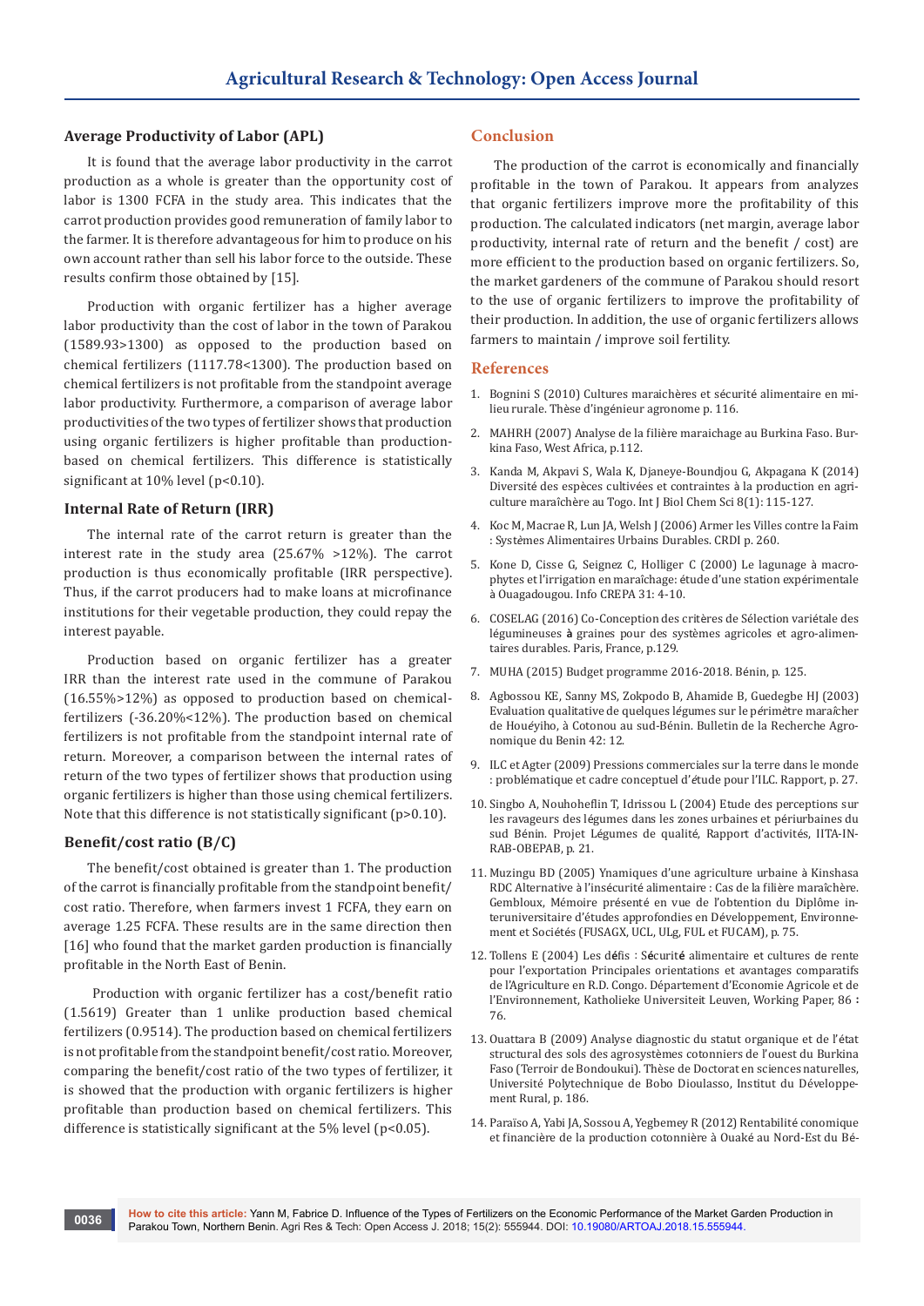### Average Productivity of Labor (APL)

It is found that the average labor productivity in the carrot production as a whole is greater than the opportunity cost of labor is 1300 FCFA in the study area. This indicates that the carrot production provides good remuneration of family labor to the farmer. It is therefore advantageous for him to produce on his own account rather than sell his labor force to the outside. These results confirm those obtained by [15].

Production with organic fertilizer has a higher average labor productivity than the cost of labor in the town of Parakou (1589.93>1300) as opposed to the production based on chemical fertilizers (1117.78<1300). The production based on chemical fertilizers is not profitable from the standpoint average labor productivity. Furthermore, a comparison of average labor productivities of the two types of fertilizer shows that production using organic fertilizers is higher profitable than production-based on chemical fertilizers. This difference is statistically significant at 10% level ($p<0.10$).

### Internal Rate of Return (IRR)

The internal rate of the carrot return is greater than the interest rate in the study area (25.67% >12%). The carrot production is thus economically profitable (IRR perspective). Thus, if the carrot producers had to make loans at microfinance institutions for their vegetable production, they could repay the interest payable.

Production based on organic fertilizer has a greater IRR than the interest rate used in the commune of Parakou (16.55%>12%) as opposed to production based on chemical-fertilizers (-36.20%<12%). The production based on chemical fertilizers is not profitable from the standpoint internal rate of return. Moreover, a comparison between the internal rates of return of the two types of fertilizer shows that production using organic fertilizers is higher than those using chemical fertilizers. Note that this difference is not statistically significant ($p>0.10$).

### Benefit/cost ratio (B/C)

The benefit/cost obtained is greater than 1. The production of the carrot is financially profitable from the standpoint benefit/cost ratio. Therefore, when farmers invest 1 FCFA, they earn on average 1.25 FCFA. These results are in the same direction then [16] who found that the market garden production is financially profitable in the North East of Benin.

Production with organic fertilizer has a cost/benefit ratio (1.5619) Greater than 1 unlike production based chemical fertilizers (0.9514). The production based on chemical fertilizers is not profitable from the standpoint benefit/cost ratio. Moreover, comparing the benefit/cost ratio of the two types of fertilizer, it is showed that the production with organic fertilizers is higher profitable than production based on chemical fertilizers. This difference is statistically significant at the 5% level ($p<0.05$).

## Conclusion

The production of the carrot is economically and financially profitable in the town of Parakou. It appears from analyzes that organic fertilizers improve more the profitability of this production. The calculated indicators (net margin, average labor productivity, internal rate of return and the benefit / cost) are more efficient to the production based on organic fertilizers. So, the market gardeners of the commune of Parakou should resort to the use of organic fertilizers to improve the profitability of their production. In addition, the use of organic fertilizers allows farmers to maintain / improve soil fertility.

## References

1. Bognini S (2010) Cultures maraichères et sécurité alimentaire en milieu rurale. Thèse d'ingénieur agronome p. 116.
2. MAHRH (2007) Analyse de la filière maraichage au Burkina Faso. Burkina Faso, West Africa, p.112.
3. Kanda M, Akpavi S, Wala K, Djaneye-Boundjou G, Akpagana K (2014) Diversité des espèces cultivées et contraintes à la production en agriculture maraîchère au Togo. Int J Biol Chem Sci 8(1): 115-127.
4. Koc M, Macrae R, Lun JA, Welsh J (2006) Armer les Villes contre la Faim : Systèmes Alimentaires Urbains Durables. CRDI p. 260.
5. Kone D, Cisse G, Seignez C, Holliger C (2000) Le lagunage à macrophytes et l'irrigation en maraîchage: étude d'une station expérimentale à Ouagadougou. Info CREPA 31: 4-10.
6. COSELAG (2016) Co-Conception des critères de Sélection variétale des légumineuses à graines pour des systèmes agricoles et agro-alimentaires durables. Paris, France, p.129.
7. MUHA (2015) Budget programme 2016-2018. Bénin, p. 125.
8. Agbossou KE, Sanny MS, Zokpodo B, Ahamide B, Guedegbe HJ (2003) Evaluation qualitative de quelques légumes sur le périmètre maraîcher de Houéyiho, à Cotonou au sud-Bénin. Bulletin de la Recherche Agronomique du Benin 42: 12.
9. ILC et Agter (2009) Pressions commerciales sur la terre dans le monde : problématique et cadre conceptuel d'étude pour l'ILC. Rapport, p. 27.
10. Singbo A, Nouhoheflin T, Idrissou L (2004) Etude des perceptions sur les ravageurs des légumes dans les zones urbaines et périurbaines du sud Bénin. Projet Légumes de qualité, Rapport d'activités, IITA-INRAB-OBEPAB, p. 21.
11. Muzingu BD (2005) Ynamiques d'une agriculture urbaine à Kinshasa RDC Alternative à l'insécurité alimentaire : Cas de la filière maraîchère. Gembloux, Mémoire présenté en vue de l'obtention du Diplôme interuniversitaire d'études approfondies en Développement, Environnement et Sociétés (FUSAGX, UCL, ULg, FUL et FUCAM), p. 75.
12. Tollens E (2004) Les défis : Sécurité alimentaire et cultures de rente pour l'exportation Principales orientations et avantages comparatifs de l'Agriculture en R.D. Congo. Département d'Economie Agricole et de l'Environnement, Katholieke Universiteit Leuven, Working Paper, 86 : 76.
13. Ouattara B (2009) Analyse diagnostic du statut organique et de l'état structural des sols des agrosystèmes cotonniers de l'ouest du Burkina Faso (Terroir de Bondoukui). Thèse de Doctorat en sciences naturelles, Université Polytechnique de Bobo Dioulasso, Institut du Développement Rural, p. 186.
14. Paraïso A, Yabi JA, Sossou A, Yegbemey R (2012) Rentabilité conomique et financière de la production cotonnière à Ouaké au Nord-Est du Bé-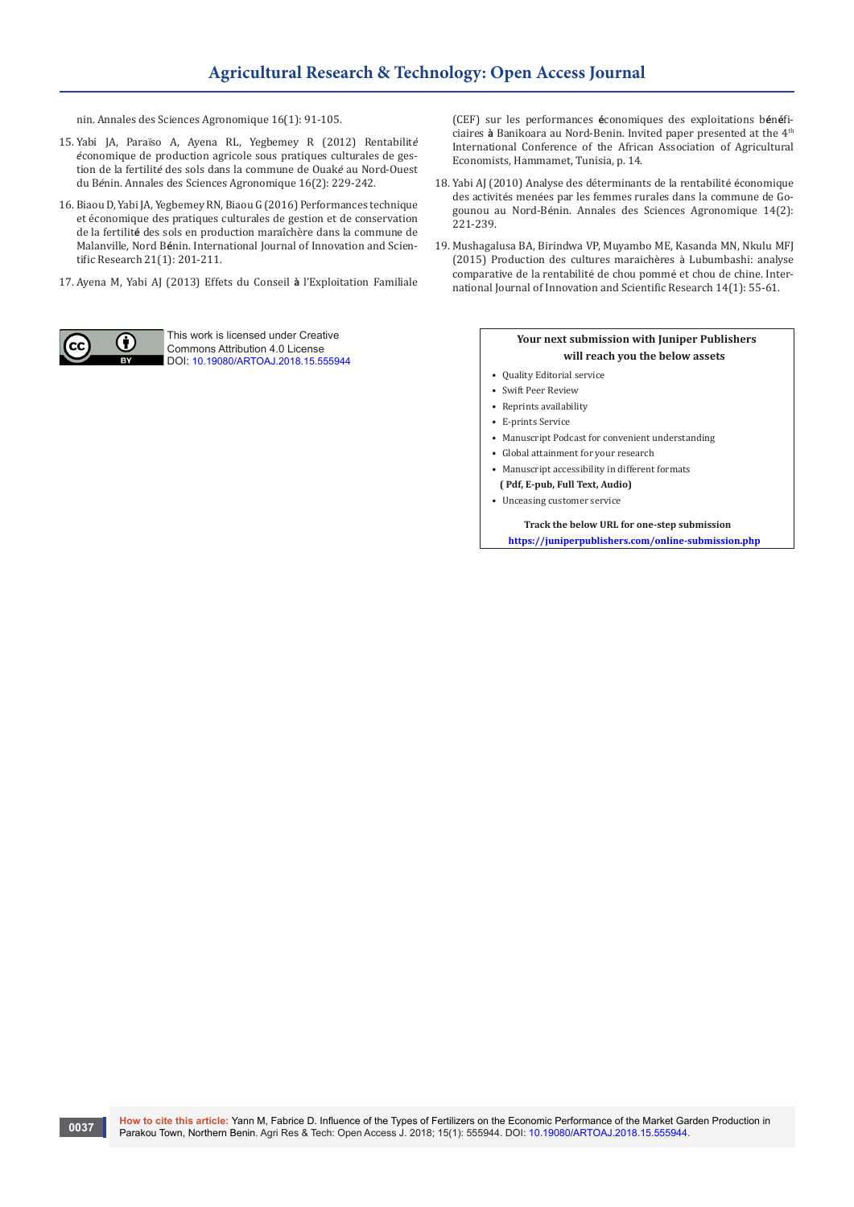nin. Annales des Sciences Agronomique 16(1): 91-105.

15. Yabi JA, Paraïso A, Ayena RL, Yegbemey R (2012) Rentabilité économique de production agricole sous pratiques culturales de gestion de la fertilité des sols dans la commune de Ouaké au Nord-Ouest du Bénin. Annales des Sciences Agronomique 16(2): 229-242.

16. Biaou D, Yabi JA, Yegbemey RN, Biaou G (2016) Performances technique et économique des pratiques culturales de gestion et de conservation de la fertilité des sols en production maraîchère dans la commune de Malanville, Nord Bénin. International Journal of Innovation and Scientific Research 21(1): 201-211.

17. Ayena M, Yabi AJ (2013) Effets du Conseil à l'Exploitation Familiale (CEF) sur les performances économiques des exploitations bénéficiaires à Banikoara au Nord-Benin. Invited paper presented at the 4th International Conference of the African Association of Agricultural Economists, Hammamet, Tunisia, p. 14.

18. Yabi AJ (2010) Analyse des déterminants de la rentabilité économique des activités menées par les femmes rurales dans la commune de Gogounou au Nord-Bénin. Annales des Sciences Agronomique 14(2): 221-239.

19. Mushagalusa BA, Birindwa VP, Muyambo ME, Kasanda MN, Nkulu MFJ (2015) Production des cultures maraichères à Lubumbashi: analyse comparative de la rentabilité de chou pommé et chou de chine. International Journal of Innovation and Scientific Research 14(1): 55-61.

This work is licensed under Creative Commons Attribution 4.0 License
DOI: 10.19080/ARTOAJ.2018.15.555944

**Your next submission with Juniper Publishers will reach you the below assets**

- Quality Editorial service
- Swift Peer Review
- Reprints availability
- E-prints Service
- Manuscript Podcast for convenient understanding
- Global attainment for your research
- Manuscript accessibility in different formats
  **( Pdf, E-pub, Full Text, Audio)**
- Unceasing customer service

**Track the below URL for one-step submission**
**https://juniperpublishers.com/online-submission.php**

**How to cite this article:** Yann M, Fabrice D. Influence of the Types of Fertilizers on the Economic Performance of the Market Garden Production in Parakou Town, Northern Benin. Agri Res & Tech: Open Access J. 2018; 15(1): 555944. DOI: 10.19080/ARTOAJ.2018.15.555944.